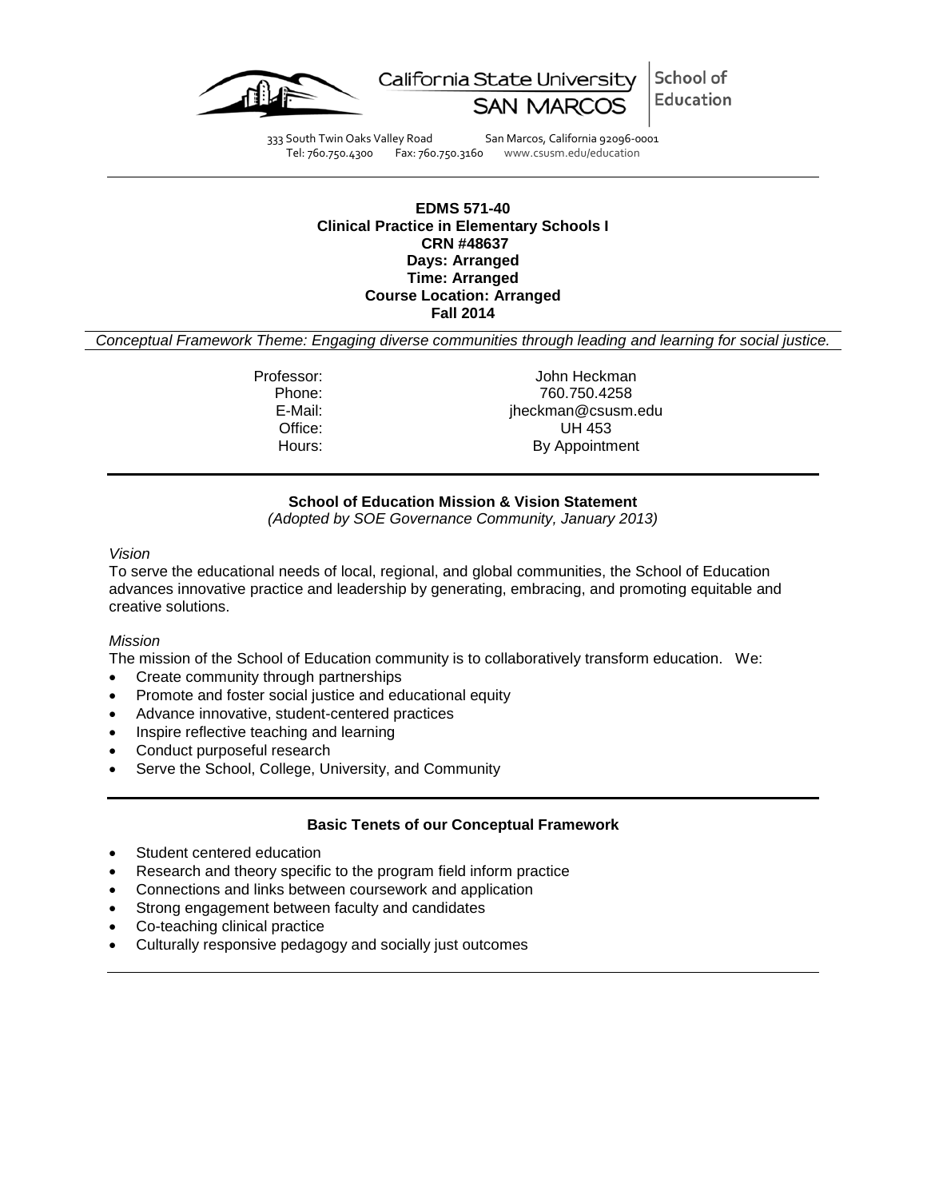California State University SAN MARCOS | School of Education

333 South Twin Oaks Valley Road San Marcos, California 92096-0001
Tel: 760.750.4300 Fax: 760.750.3160 www.csusm.edu/education

---

**EDMS 571-40**
**Clinical Practice in Elementary Schools I**
**CRN #48637**
**Days: Arranged**
**Time: Arranged**
**Course Location: Arranged**
**Fall 2014**

*Conceptual Framework Theme: Engaging diverse communities through leading and learning for social justice.*

| | |
|---|---|
| Professor: | John Heckman |
| Phone: | 760.750.4258 |
| E-Mail: | jheckman@csusm.edu |
| Office: | UH 453 |
| Hours: | By Appointment |

---

## School of Education Mission & Vision Statement

*(Adopted by SOE Governance Community, January 2013)*

*Vision*

To serve the educational needs of local, regional, and global communities, the School of Education advances innovative practice and leadership by generating, embracing, and promoting equitable and creative solutions.

*Mission*

The mission of the School of Education community is to collaboratively transform education. We:

- Create community through partnerships
- Promote and foster social justice and educational equity
- Advance innovative, student-centered practices
- Inspire reflective teaching and learning
- Conduct purposeful research
- Serve the School, College, University, and Community

---

## Basic Tenets of our Conceptual Framework

- Student centered education
- Research and theory specific to the program field inform practice
- Connections and links between coursework and application
- Strong engagement between faculty and candidates
- Co-teaching clinical practice
- Culturally responsive pedagogy and socially just outcomes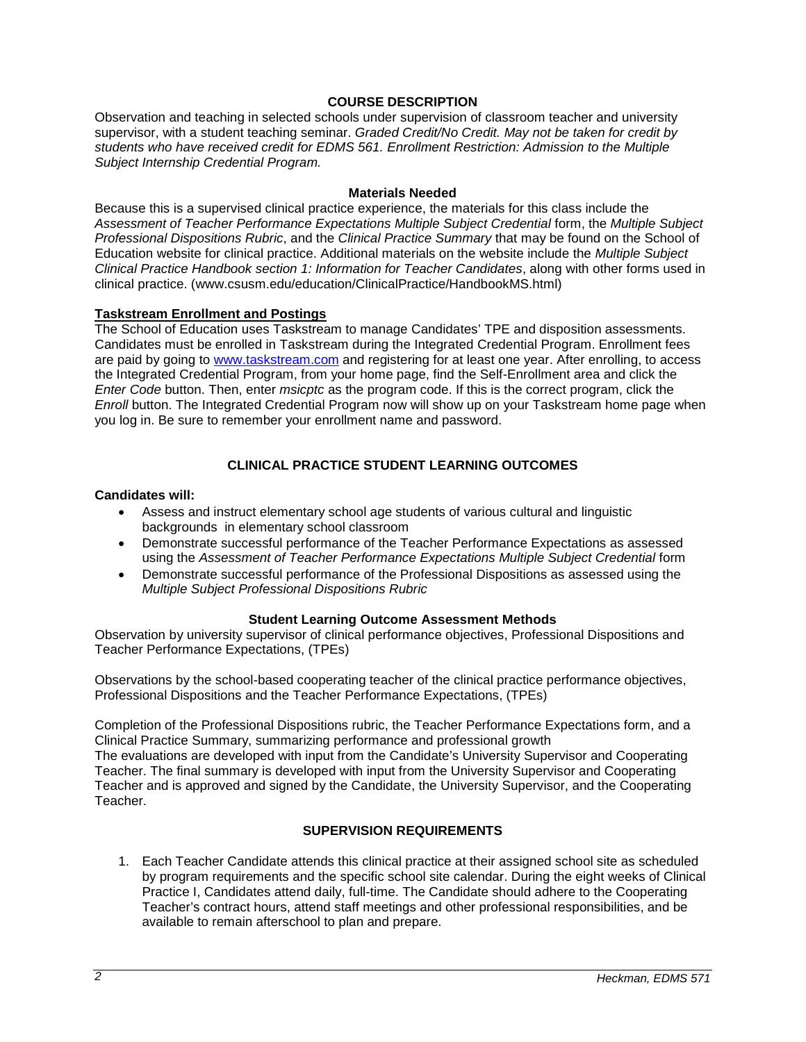## COURSE DESCRIPTION

Observation and teaching in selected schools under supervision of classroom teacher and university supervisor, with a student teaching seminar. *Graded Credit/No Credit. May not be taken for credit by students who have received credit for EDMS 561. Enrollment Restriction: Admission to the Multiple Subject Internship Credential Program.*

### Materials Needed

Because this is a supervised clinical practice experience, the materials for this class include the *Assessment of Teacher Performance Expectations Multiple Subject Credential* form, the *Multiple Subject Professional Dispositions Rubric*, and the *Clinical Practice Summary* that may be found on the School of Education website for clinical practice. Additional materials on the website include the *Multiple Subject Clinical Practice Handbook section 1: Information for Teacher Candidates*, along with other forms used in clinical practice. (www.csusm.edu/education/ClinicalPractice/HandbookMS.html)

### Taskstream Enrollment and Postings

The School of Education uses Taskstream to manage Candidates' TPE and disposition assessments. Candidates must be enrolled in Taskstream during the Integrated Credential Program. Enrollment fees are paid by going to www.taskstream.com and registering for at least one year. After enrolling, to access the Integrated Credential Program, from your home page, find the Self-Enrollment area and click the *Enter Code* button. Then, enter *msicptc* as the program code. If this is the correct program, click the *Enroll* button. The Integrated Credential Program now will show up on your Taskstream home page when you log in. Be sure to remember your enrollment name and password.

## CLINICAL PRACTICE STUDENT LEARNING OUTCOMES

**Candidates will:**

- Assess and instruct elementary school age students of various cultural and linguistic backgrounds in elementary school classroom
- Demonstrate successful performance of the Teacher Performance Expectations as assessed using the *Assessment of Teacher Performance Expectations Multiple Subject Credential* form
- Demonstrate successful performance of the Professional Dispositions as assessed using the *Multiple Subject Professional Dispositions Rubric*

### Student Learning Outcome Assessment Methods

Observation by university supervisor of clinical performance objectives, Professional Dispositions and Teacher Performance Expectations, (TPEs)

Observations by the school-based cooperating teacher of the clinical practice performance objectives, Professional Dispositions and the Teacher Performance Expectations, (TPEs)

Completion of the Professional Dispositions rubric, the Teacher Performance Expectations form, and a Clinical Practice Summary, summarizing performance and professional growth
The evaluations are developed with input from the Candidate's University Supervisor and Cooperating Teacher. The final summary is developed with input from the University Supervisor and Cooperating Teacher and is approved and signed by the Candidate, the University Supervisor, and the Cooperating Teacher.

## SUPERVISION REQUIREMENTS

1. Each Teacher Candidate attends this clinical practice at their assigned school site as scheduled by program requirements and the specific school site calendar. During the eight weeks of Clinical Practice I, Candidates attend daily, full-time. The Candidate should adhere to the Cooperating Teacher's contract hours, attend staff meetings and other professional responsibilities, and be available to remain afterschool to plan and prepare.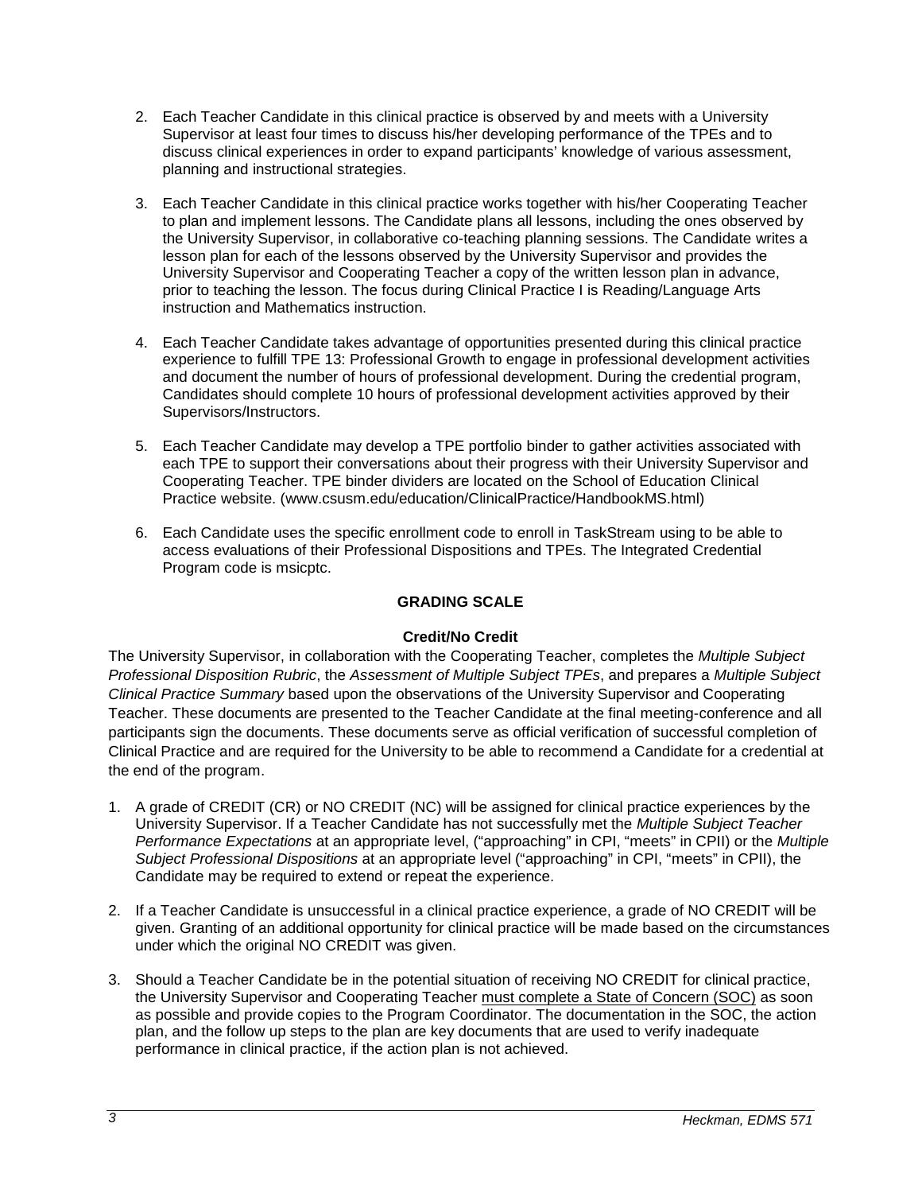2. Each Teacher Candidate in this clinical practice is observed by and meets with a University Supervisor at least four times to discuss his/her developing performance of the TPEs and to discuss clinical experiences in order to expand participants' knowledge of various assessment, planning and instructional strategies.

3. Each Teacher Candidate in this clinical practice works together with his/her Cooperating Teacher to plan and implement lessons. The Candidate plans all lessons, including the ones observed by the University Supervisor, in collaborative co-teaching planning sessions. The Candidate writes a lesson plan for each of the lessons observed by the University Supervisor and provides the University Supervisor and Cooperating Teacher a copy of the written lesson plan in advance, prior to teaching the lesson. The focus during Clinical Practice I is Reading/Language Arts instruction and Mathematics instruction.

4. Each Teacher Candidate takes advantage of opportunities presented during this clinical practice experience to fulfill TPE 13: Professional Growth to engage in professional development activities and document the number of hours of professional development. During the credential program, Candidates should complete 10 hours of professional development activities approved by their Supervisors/Instructors.

5. Each Teacher Candidate may develop a TPE portfolio binder to gather activities associated with each TPE to support their conversations about their progress with their University Supervisor and Cooperating Teacher. TPE binder dividers are located on the School of Education Clinical Practice website. (www.csusm.edu/education/ClinicalPractice/HandbookMS.html)

6. Each Candidate uses the specific enrollment code to enroll in TaskStream using to be able to access evaluations of their Professional Dispositions and TPEs. The Integrated Credential Program code is msicptc.

## GRADING SCALE

### Credit/No Credit

The University Supervisor, in collaboration with the Cooperating Teacher, completes the *Multiple Subject Professional Disposition Rubric*, the *Assessment of Multiple Subject TPEs*, and prepares a *Multiple Subject Clinical Practice Summary* based upon the observations of the University Supervisor and Cooperating Teacher. These documents are presented to the Teacher Candidate at the final meeting-conference and all participants sign the documents. These documents serve as official verification of successful completion of Clinical Practice and are required for the University to be able to recommend a Candidate for a credential at the end of the program.

1. A grade of CREDIT (CR) or NO CREDIT (NC) will be assigned for clinical practice experiences by the University Supervisor. If a Teacher Candidate has not successfully met the *Multiple Subject Teacher Performance Expectations* at an appropriate level, ("approaching" in CPI, "meets" in CPII) or the *Multiple Subject Professional Dispositions* at an appropriate level ("approaching" in CPI, "meets" in CPII), the Candidate may be required to extend or repeat the experience.

2. If a Teacher Candidate is unsuccessful in a clinical practice experience, a grade of NO CREDIT will be given. Granting of an additional opportunity for clinical practice will be made based on the circumstances under which the original NO CREDIT was given.

3. Should a Teacher Candidate be in the potential situation of receiving NO CREDIT for clinical practice, the University Supervisor and Cooperating Teacher must complete a State of Concern (SOC) as soon as possible and provide copies to the Program Coordinator. The documentation in the SOC, the action plan, and the follow up steps to the plan are key documents that are used to verify inadequate performance in clinical practice, if the action plan is not achieved.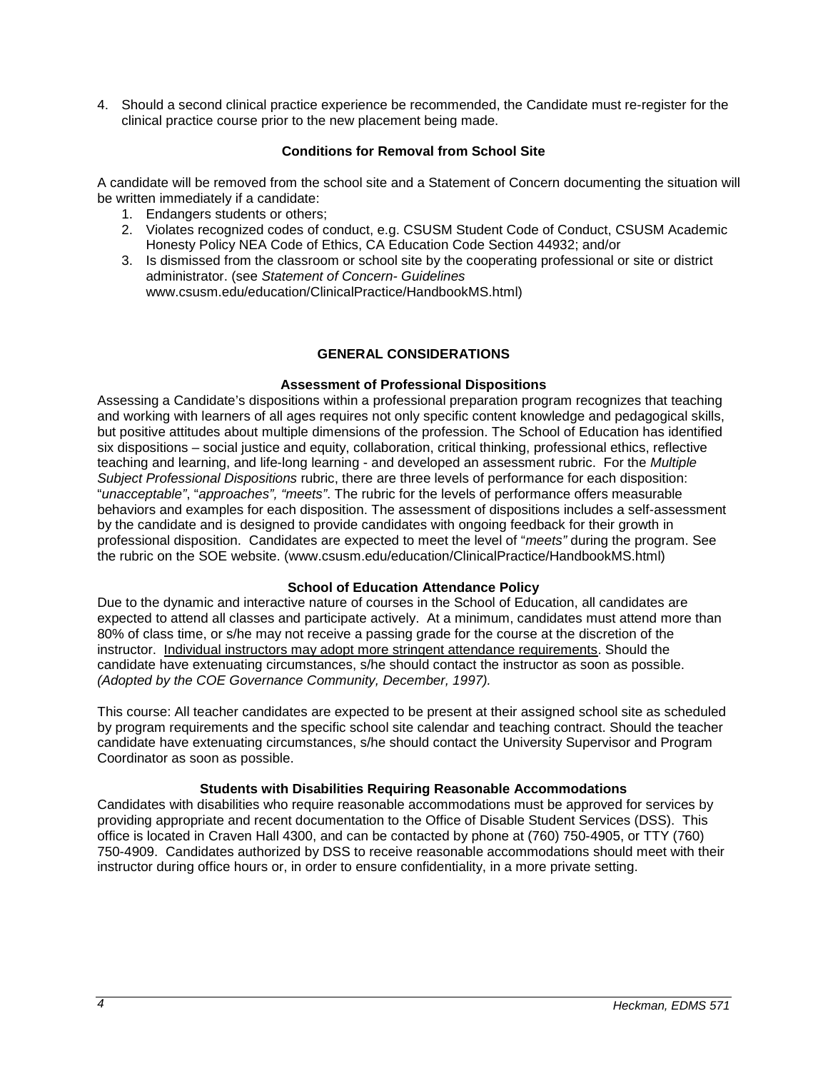4. Should a second clinical practice experience be recommended, the Candidate must re-register for the clinical practice course prior to the new placement being made.

### Conditions for Removal from School Site

A candidate will be removed from the school site and a Statement of Concern documenting the situation will be written immediately if a candidate:

1. Endangers students or others;
2. Violates recognized codes of conduct, e.g. CSUSM Student Code of Conduct, CSUSM Academic Honesty Policy NEA Code of Ethics, CA Education Code Section 44932; and/or
3. Is dismissed from the classroom or school site by the cooperating professional or site or district administrator. (see *Statement of Concern- Guidelines* www.csusm.edu/education/ClinicalPractice/HandbookMS.html)

## GENERAL CONSIDERATIONS

### Assessment of Professional Dispositions

Assessing a Candidate's dispositions within a professional preparation program recognizes that teaching and working with learners of all ages requires not only specific content knowledge and pedagogical skills, but positive attitudes about multiple dimensions of the profession. The School of Education has identified six dispositions – social justice and equity, collaboration, critical thinking, professional ethics, reflective teaching and learning, and life-long learning - and developed an assessment rubric. For the *Multiple Subject Professional Dispositions* rubric, there are three levels of performance for each disposition: "*unacceptable*", "*approaches*", "*meets*". The rubric for the levels of performance offers measurable behaviors and examples for each disposition. The assessment of dispositions includes a self-assessment by the candidate and is designed to provide candidates with ongoing feedback for their growth in professional disposition. Candidates are expected to meet the level of "*meets*" during the program. See the rubric on the SOE website. (www.csusm.edu/education/ClinicalPractice/HandbookMS.html)

### School of Education Attendance Policy

Due to the dynamic and interactive nature of courses in the School of Education, all candidates are expected to attend all classes and participate actively. At a minimum, candidates must attend more than 80% of class time, or s/he may not receive a passing grade for the course at the discretion of the instructor. Individual instructors may adopt more stringent attendance requirements. Should the candidate have extenuating circumstances, s/he should contact the instructor as soon as possible. *(Adopted by the COE Governance Community, December, 1997).*

This course: All teacher candidates are expected to be present at their assigned school site as scheduled by program requirements and the specific school site calendar and teaching contract. Should the teacher candidate have extenuating circumstances, s/he should contact the University Supervisor and Program Coordinator as soon as possible.

### Students with Disabilities Requiring Reasonable Accommodations

Candidates with disabilities who require reasonable accommodations must be approved for services by providing appropriate and recent documentation to the Office of Disable Student Services (DSS). This office is located in Craven Hall 4300, and can be contacted by phone at (760) 750-4905, or TTY (760) 750-4909. Candidates authorized by DSS to receive reasonable accommodations should meet with their instructor during office hours or, in order to ensure confidentiality, in a more private setting.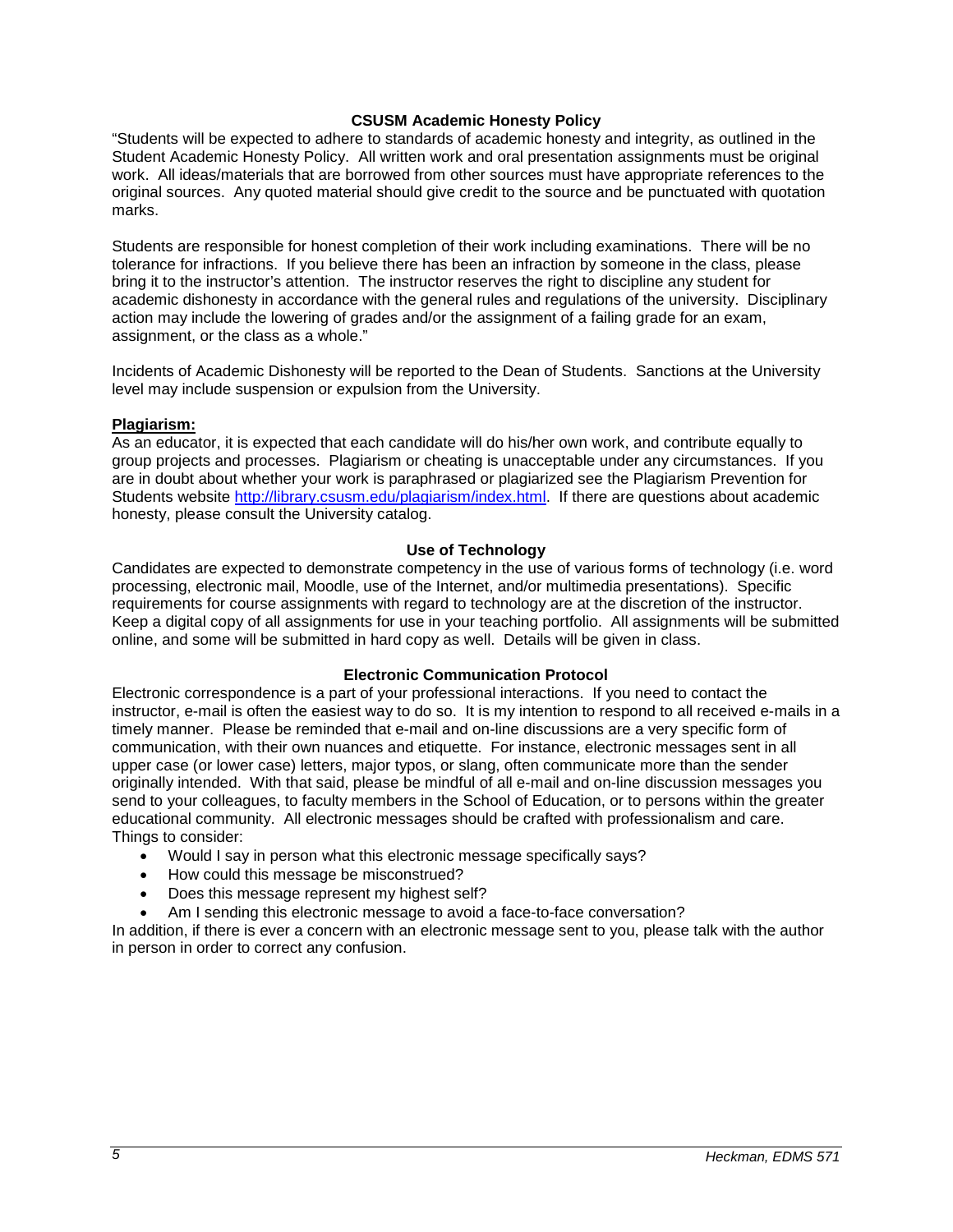### CSUSM Academic Honesty Policy

"Students will be expected to adhere to standards of academic honesty and integrity, as outlined in the Student Academic Honesty Policy. All written work and oral presentation assignments must be original work. All ideas/materials that are borrowed from other sources must have appropriate references to the original sources. Any quoted material should give credit to the source and be punctuated with quotation marks.

Students are responsible for honest completion of their work including examinations. There will be no tolerance for infractions. If you believe there has been an infraction by someone in the class, please bring it to the instructor's attention. The instructor reserves the right to discipline any student for academic dishonesty in accordance with the general rules and regulations of the university. Disciplinary action may include the lowering of grades and/or the assignment of a failing grade for an exam, assignment, or the class as a whole."

Incidents of Academic Dishonesty will be reported to the Dean of Students. Sanctions at the University level may include suspension or expulsion from the University.

**Plagiarism:**

As an educator, it is expected that each candidate will do his/her own work, and contribute equally to group projects and processes. Plagiarism or cheating is unacceptable under any circumstances. If you are in doubt about whether your work is paraphrased or plagiarized see the Plagiarism Prevention for Students website http://library.csusm.edu/plagiarism/index.html. If there are questions about academic honesty, please consult the University catalog.

### Use of Technology

Candidates are expected to demonstrate competency in the use of various forms of technology (i.e. word processing, electronic mail, Moodle, use of the Internet, and/or multimedia presentations). Specific requirements for course assignments with regard to technology are at the discretion of the instructor. Keep a digital copy of all assignments for use in your teaching portfolio. All assignments will be submitted online, and some will be submitted in hard copy as well. Details will be given in class.

### Electronic Communication Protocol

Electronic correspondence is a part of your professional interactions. If you need to contact the instructor, e-mail is often the easiest way to do so. It is my intention to respond to all received e-mails in a timely manner. Please be reminded that e-mail and on-line discussions are a very specific form of communication, with their own nuances and etiquette. For instance, electronic messages sent in all upper case (or lower case) letters, major typos, or slang, often communicate more than the sender originally intended. With that said, please be mindful of all e-mail and on-line discussion messages you send to your colleagues, to faculty members in the School of Education, or to persons within the greater educational community. All electronic messages should be crafted with professionalism and care. Things to consider:

- Would I say in person what this electronic message specifically says?
- How could this message be misconstrued?
- Does this message represent my highest self?
- Am I sending this electronic message to avoid a face-to-face conversation?

In addition, if there is ever a concern with an electronic message sent to you, please talk with the author in person in order to correct any confusion.